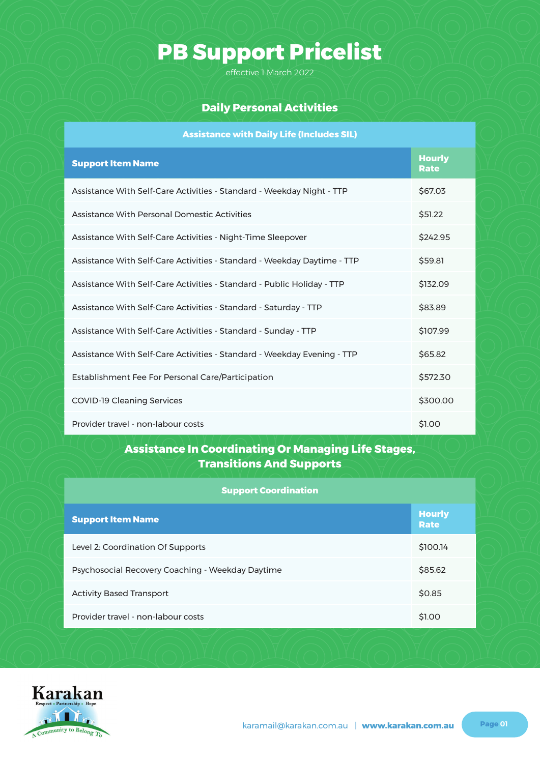# PB Support Pricelist

effective 1 March 2022

## Daily Personal Activities

| Assistance with Daily Life (Includes SIL) | |
|---|---|
| **Support Item Name** | **Hourly Rate** |
| Assistance With Self-Care Activities - Standard - Weekday Night - TTP | $67.03 |
| Assistance With Personal Domestic Activities | $51.22 |
| Assistance With Self-Care Activities - Night-Time Sleepover | $242.95 |
| Assistance With Self-Care Activities - Standard - Weekday Daytime - TTP | $59.81 |
| Assistance With Self-Care Activities - Standard - Public Holiday - TTP | $132.09 |
| Assistance With Self-Care Activities - Standard - Saturday - TTP | $83.89 |
| Assistance With Self-Care Activities - Standard - Sunday - TTP | $107.99 |
| Assistance With Self-Care Activities - Standard - Weekday Evening - TTP | $65.82 |
| Establishment Fee For Personal Care/Participation | $572.30 |
| COVID-19 Cleaning Services | $300.00 |
| Provider travel - non-labour costs | $1.00 |

## Assistance In Coordinating Or Managing Life Stages, Transitions And Supports

| Support Coordination | |
|---|---|
| **Support Item Name** | **Hourly Rate** |
| Level 2: Coordination Of Supports | $100.14 |
| Psychosocial Recovery Coaching - Weekday Daytime | $85.62 |
| Activity Based Transport | $0.85 |
| Provider travel - non-labour costs | $1.00 |

Karakan
Respect - Partnership - Hope
A Community to Belong To

karamail@karakan.com.au | **www.karakan.com.au**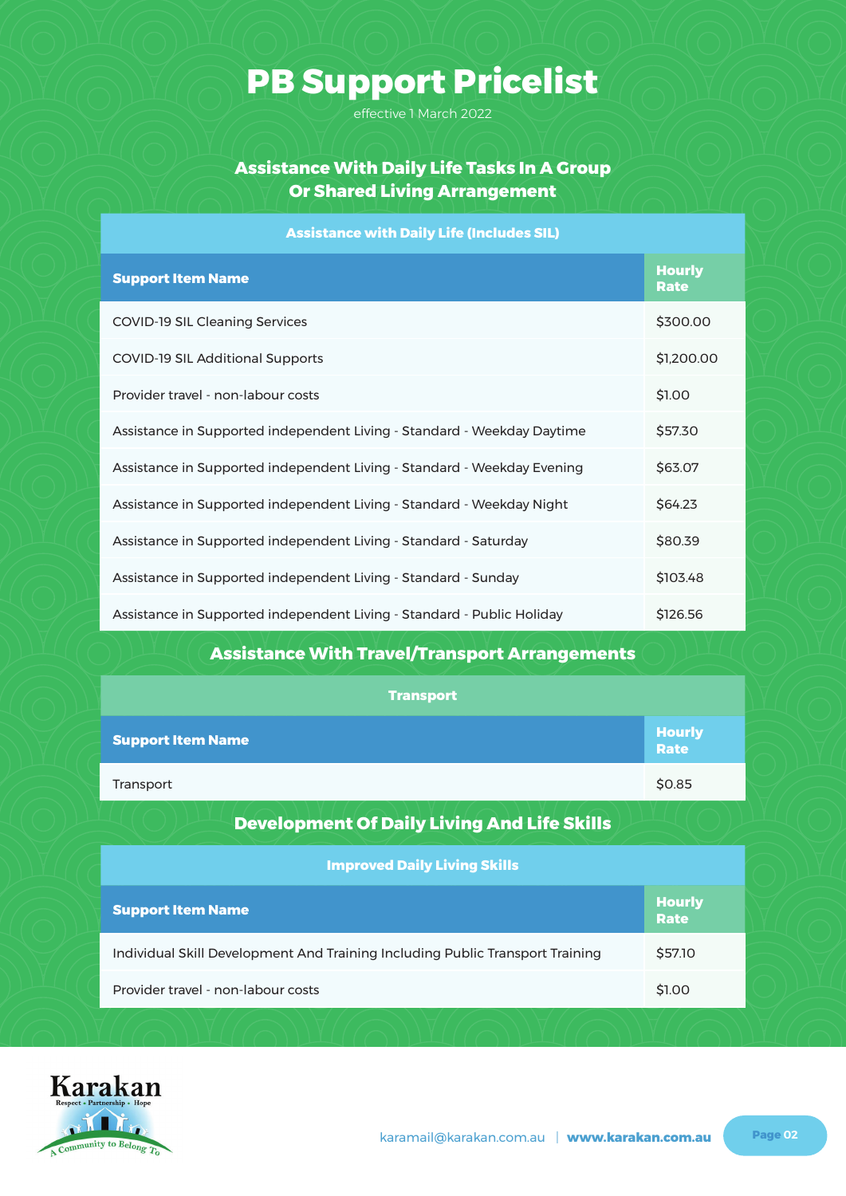# PB Support Pricelist

effective 1 March 2022

## Assistance With Daily Life Tasks In A Group Or Shared Living Arrangement

| Assistance with Daily Life (Includes SIL) | |
|---|---|
| **Support Item Name** | **Hourly Rate** |
| COVID-19 SIL Cleaning Services | $300.00 |
| COVID-19 SIL Additional Supports | $1,200.00 |
| Provider travel - non-labour costs | $1.00 |
| Assistance in Supported independent Living - Standard - Weekday Daytime | $57.30 |
| Assistance in Supported independent Living - Standard - Weekday Evening | $63.07 |
| Assistance in Supported independent Living - Standard - Weekday Night | $64.23 |
| Assistance in Supported independent Living - Standard - Saturday | $80.39 |
| Assistance in Supported independent Living - Standard - Sunday | $103.48 |
| Assistance in Supported independent Living - Standard - Public Holiday | $126.56 |

## Assistance With Travel/Transport Arrangements

| Transport | |
|---|---|
| **Support Item Name** | **Hourly Rate** |
| Transport | $0.85 |

## Development Of Daily Living And Life Skills

| Improved Daily Living Skills | |
|---|---|
| **Support Item Name** | **Hourly Rate** |
| Individual Skill Development And Training Including Public Transport Training | $57.10 |
| Provider travel - non-labour costs | $1.00 |

Karakan
Respect • Partnership • Hope
A Community to Belong To

karamail@karakan.com.au | **www.karakan.com.au**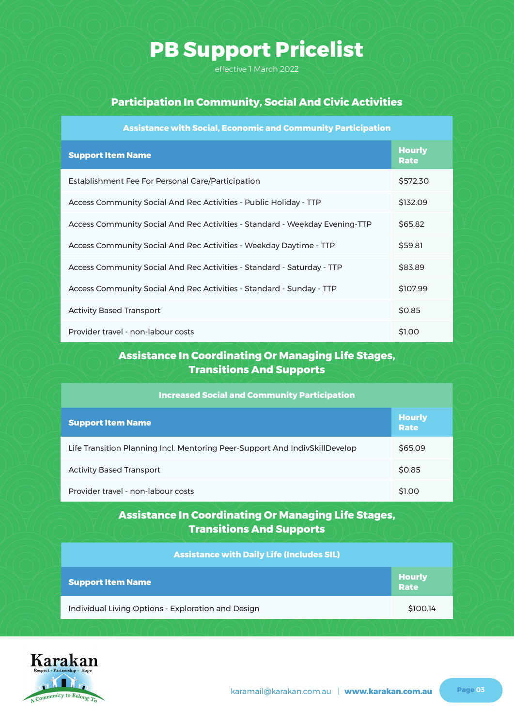# PB Support Pricelist

effective 1 March 2022

## Participation In Community, Social And Civic Activities

| Assistance with Social, Economic and Community Participation | |
|---|---|
| **Support Item Name** | **Hourly Rate** |
| Establishment Fee For Personal Care/Participation | $572.30 |
| Access Community Social And Rec Activities - Public Holiday - TTP | $132.09 |
| Access Community Social And Rec Activities - Standard - Weekday Evening-TTP | $65.82 |
| Access Community Social And Rec Activities - Weekday Daytime - TTP | $59.81 |
| Access Community Social And Rec Activities - Standard - Saturday - TTP | $83.89 |
| Access Community Social And Rec Activities - Standard - Sunday - TTP | $107.99 |
| Activity Based Transport | $0.85 |
| Provider travel - non-labour costs | $1.00 |

## Assistance In Coordinating Or Managing Life Stages, Transitions And Supports

| Increased Social and Community Participation | |
|---|---|
| **Support Item Name** | **Hourly Rate** |
| Life Transition Planning Incl. Mentoring Peer-Support And IndivSkillDevelop | $65.09 |
| Activity Based Transport | $0.85 |
| Provider travel - non-labour costs | $1.00 |

## Assistance In Coordinating Or Managing Life Stages, Transitions And Supports

| Assistance with Daily Life (Includes SIL) | |
|---|---|
| **Support Item Name** | **Hourly Rate** |
| Individual Living Options - Exploration and Design | $100.14 |

karamail@karakan.com.au | **www.karakan.com.au**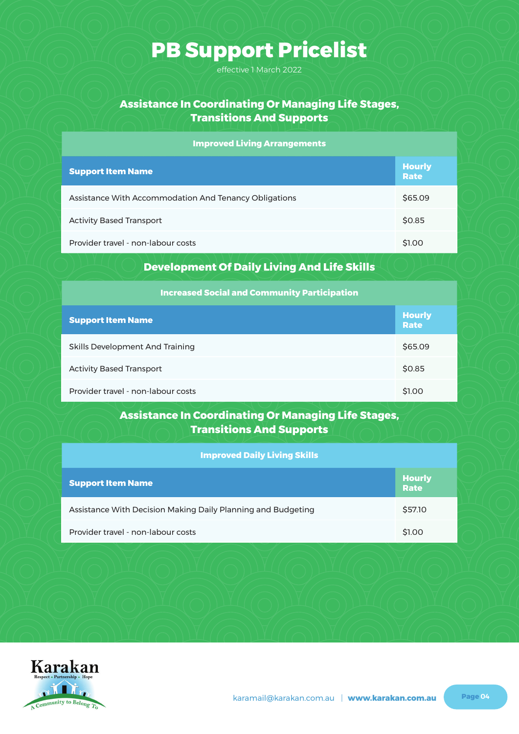# PB Support Pricelist

effective 1 March 2022

## Assistance In Coordinating Or Managing Life Stages, Transitions And Supports

| Improved Living Arrangements | |
|---|---|
| **Support Item Name** | **Hourly Rate** |
| Assistance With Accommodation And Tenancy Obligations | $65.09 |
| Activity Based Transport | $0.85 |
| Provider travel - non-labour costs | $1.00 |

## Development Of Daily Living And Life Skills

| Increased Social and Community Participation | |
|---|---|
| **Support Item Name** | **Hourly Rate** |
| Skills Development And Training | $65.09 |
| Activity Based Transport | $0.85 |
| Provider travel - non-labour costs | $1.00 |

## Assistance In Coordinating Or Managing Life Stages, Transitions And Supports

| Improved Daily Living Skills | |
|---|---|
| **Support Item Name** | **Hourly Rate** |
| Assistance With Decision Making Daily Planning and Budgeting | $57.10 |
| Provider travel - non-labour costs | $1.00 |

Karakan
Respect • Partnership • Hope
A Community to Belong To

karamail@karakan.com.au | **www.karakan.com.au**